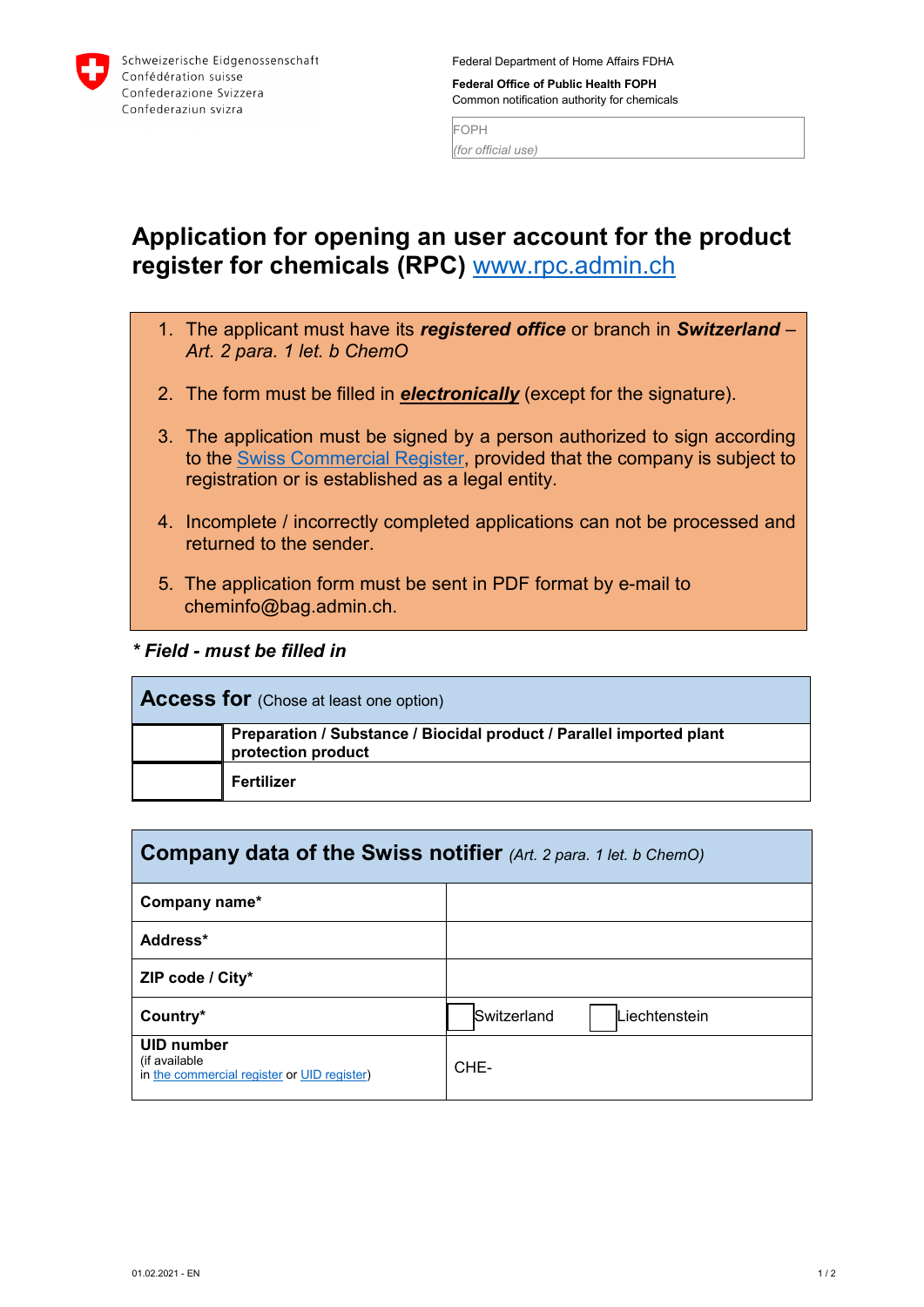Schweizerische Eidgenossenschaft
Confédération suisse
Confederazione Svizzera
Confederaziun svizra

Federal Department of Home Affairs FDHA

**Federal Office of Public Health FOPH**
Common notification authority for chemicals

FOPH
*(for official use)*

# Application for opening an user account for the product register for chemicals (RPC) www.rpc.admin.ch

1. The applicant must have its ***registered office*** or branch in ***Switzerland*** – *Art. 2 para. 1 let. b ChemO*
2. The form must be filled in ***electronically*** (except for the signature).
3. The application must be signed by a person authorized to sign according to the Swiss Commercial Register, provided that the company is subject to registration or is established as a legal entity.
4. Incomplete / incorrectly completed applications can not be processed and returned to the sender.
5. The application form must be sent in PDF format by e-mail to cheminfo@bag.admin.ch.

***\* Field - must be filled in***

| **Access for** (Chose at least one option) | |
|---|---|
| | **Preparation / Substance / Biocidal product / Parallel imported plant protection product** |
| | **Fertilizer** |

| **Company data of the Swiss notifier** *(Art. 2 para. 1 let. b ChemO)* | |
|---|---|
| **Company name*** | |
| **Address*** | |
| **ZIP code / City*** | |
| **Country*** | ☐ Switzerland ☐ Liechtenstein |
| **UID number** (if available in the commercial register or UID register) | CHE- |

01.02.2021 - EN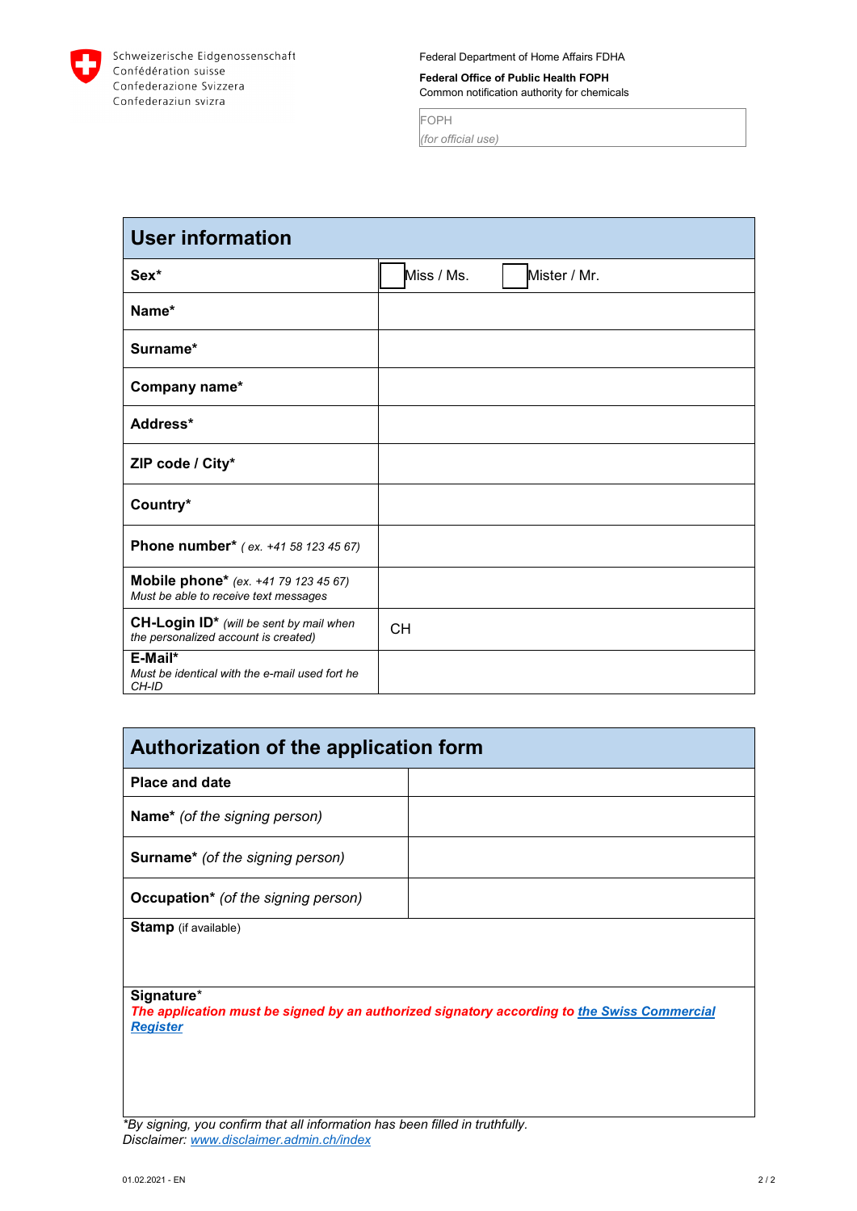Schweizerische Eidgenossenschaft
Confédération suisse
Confederazione Svizzera
Confederaziun svizra

Federal Department of Home Affairs FDHA

**Federal Office of Public Health FOPH**
Common notification authority for chemicals

FOPH
*(for official use)*

| **User information** | |
| --- | --- |
| **Sex*** | ☐ Miss / Ms. ☐ Mister / Mr. |
| **Name*** | |
| **Surname*** | |
| **Company name*** | |
| **Address*** | |
| **ZIP code / City*** | |
| **Country*** | |
| **Phone number*** *( ex. +41 58 123 45 67)* | |
| **Mobile phone*** *(ex. +41 79 123 45 67)* *Must be able to receive text messages* | |
| **CH-Login ID*** *(will be sent by mail when the personalized account is created)* | CH |
| **E-Mail*** *Must be identical with the e-mail used fort he CH-ID* | |

| **Authorization of the application form** | |
| --- | --- |
| **Place and date** | |
| **Name*** *(of the signing person)* | |
| **Surname*** *(of the signing person)* | |
| **Occupation*** *(of the signing person)* | |
| **Stamp** (if available) | |
| **Signature*** ***The application must be signed by an authorized signatory according to the Swiss Commercial Register*** | |

*\*By signing, you confirm that all information has been filled in truthfully.*
*Disclaimer: www.disclaimer.admin.ch/index*

01.02.2021 - EN